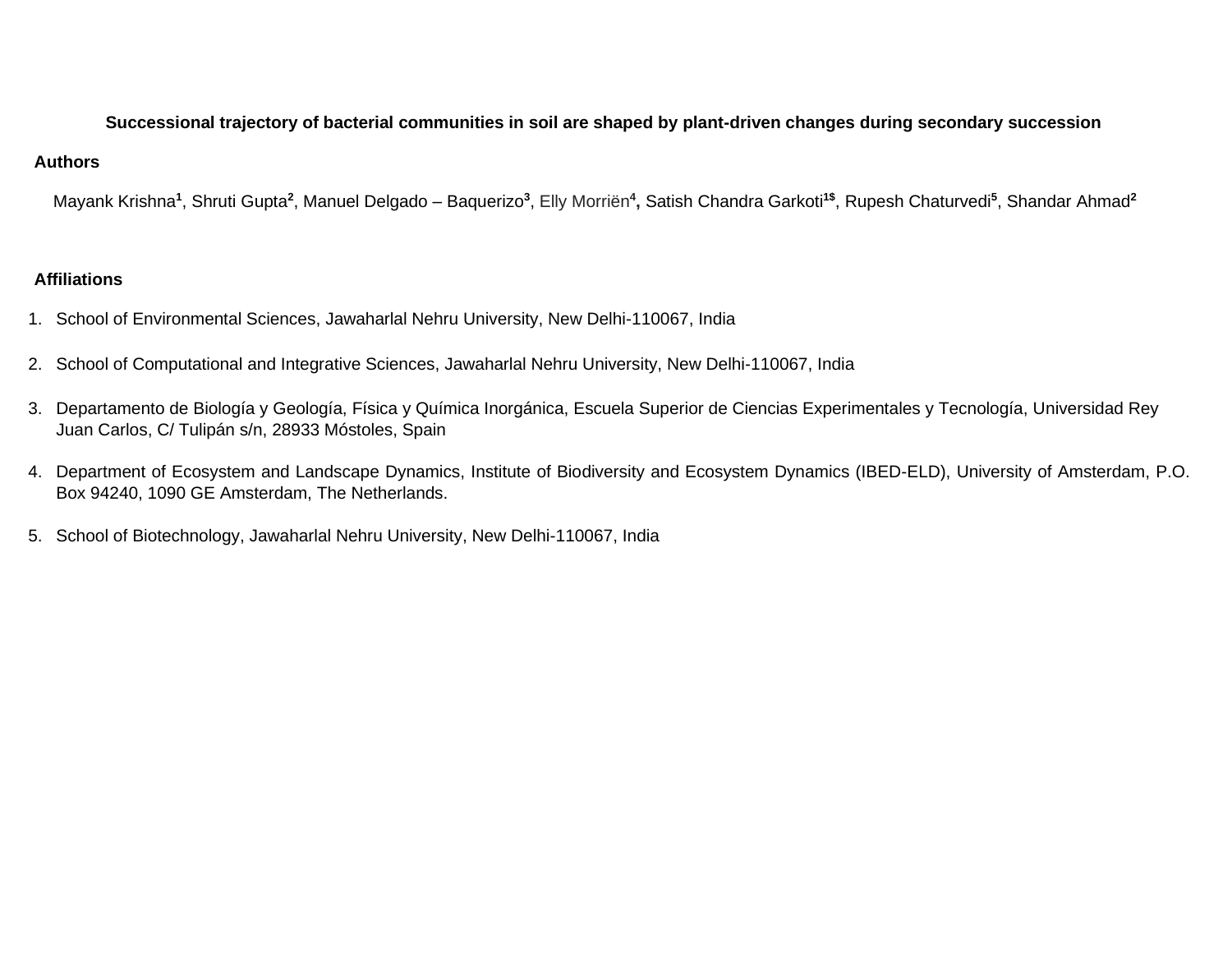# Successional trajectory of bacterial communities in soil are shaped by plant-driven changes during secondary succession

## Authors

Mayank Krishna[1], Shruti Gupta[2], Manuel Delgado – Baquerizo[3], Elly Morriën[4], Satish Chandra Garkoti[1$], Rupesh Chaturvedi[5], Shandar Ahmad[2]

## Affiliations

1. School of Environmental Sciences, Jawaharlal Nehru University, New Delhi-110067, India
2. School of Computational and Integrative Sciences, Jawaharlal Nehru University, New Delhi-110067, India
3. Departamento de Biología y Geología, Física y Química Inorgánica, Escuela Superior de Ciencias Experimentales y Tecnología, Universidad Rey Juan Carlos, C/ Tulipán s/n, 28933 Móstoles, Spain
4. Department of Ecosystem and Landscape Dynamics, Institute of Biodiversity and Ecosystem Dynamics (IBED-ELD), University of Amsterdam, P.O. Box 94240, 1090 GE Amsterdam, The Netherlands.
5. School of Biotechnology, Jawaharlal Nehru University, New Delhi-110067, India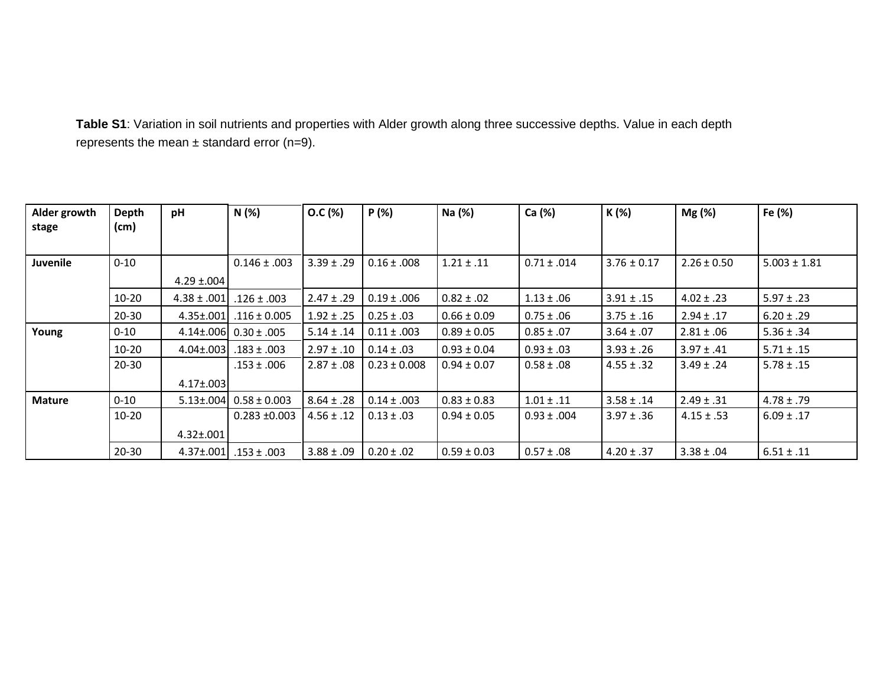**Table S1**: Variation in soil nutrients and properties with Alder growth along three successive depths. Value in each depth represents the mean ± standard error (n=9).

| Alder growth stage | Depth (cm) | pH | N (%) | O.C (%) | P (%) | Na (%) | Ca (%) | K (%) | Mg (%) | Fe (%) |
|---|---|---|---|---|---|---|---|---|---|---|
| **Juvenile** | 0-10 | 4.29 ±.004 | 0.146 ± .003 | 3.39 ± .29 | 0.16 ± .008 | 1.21 ± .11 | 0.71 ± .014 | 3.76 ± 0.17 | 2.26 ± 0.50 | 5.003 ± 1.81 |
| | 10-20 | 4.38 ± .001 | .126 ± .003 | 2.47 ± .29 | 0.19 ± .006 | 0.82 ± .02 | 1.13 ± .06 | 3.91 ± .15 | 4.02 ± .23 | 5.97 ± .23 |
| | 20-30 | 4.35±.001 | .116 ± 0.005 | 1.92 ± .25 | 0.25 ± .03 | 0.66 ± 0.09 | 0.75 ± .06 | 3.75 ± .16 | 2.94 ± .17 | 6.20 ± .29 |
| **Young** | 0-10 | 4.14±.006 | 0.30 ± .005 | 5.14 ± .14 | 0.11 ± .003 | 0.89 ± 0.05 | 0.85 ± .07 | 3.64 ± .07 | 2.81 ± .06 | 5.36 ± .34 |
| | 10-20 | 4.04±.003 | .183 ± .003 | 2.97 ± .10 | 0.14 ± .03 | 0.93 ± 0.04 | 0.93 ± .03 | 3.93 ± .26 | 3.97 ± .41 | 5.71 ± .15 |
| | 20-30 | 4.17±.003 | .153 ± .006 | 2.87 ± .08 | 0.23 ± 0.008 | 0.94 ± 0.07 | 0.58 ± .08 | 4.55 ± .32 | 3.49 ± .24 | 5.78 ± .15 |
| **Mature** | 0-10 | 5.13±.004 | 0.58 ± 0.003 | 8.64 ± .28 | 0.14 ± .003 | 0.83 ± 0.83 | 1.01 ± .11 | 3.58 ± .14 | 2.49 ± .31 | 4.78 ± .79 |
| | 10-20 | 4.32±.001 | 0.283 ±0.003 | 4.56 ± .12 | 0.13 ± .03 | 0.94 ± 0.05 | 0.93 ± .004 | 3.97 ± .36 | 4.15 ± .53 | 6.09 ± .17 |
| | 20-30 | 4.37±.001 | .153 ± .003 | 3.88 ± .09 | 0.20 ± .02 | 0.59 ± 0.03 | 0.57 ± .08 | 4.20 ± .37 | 3.38 ± .04 | 6.51 ± .11 |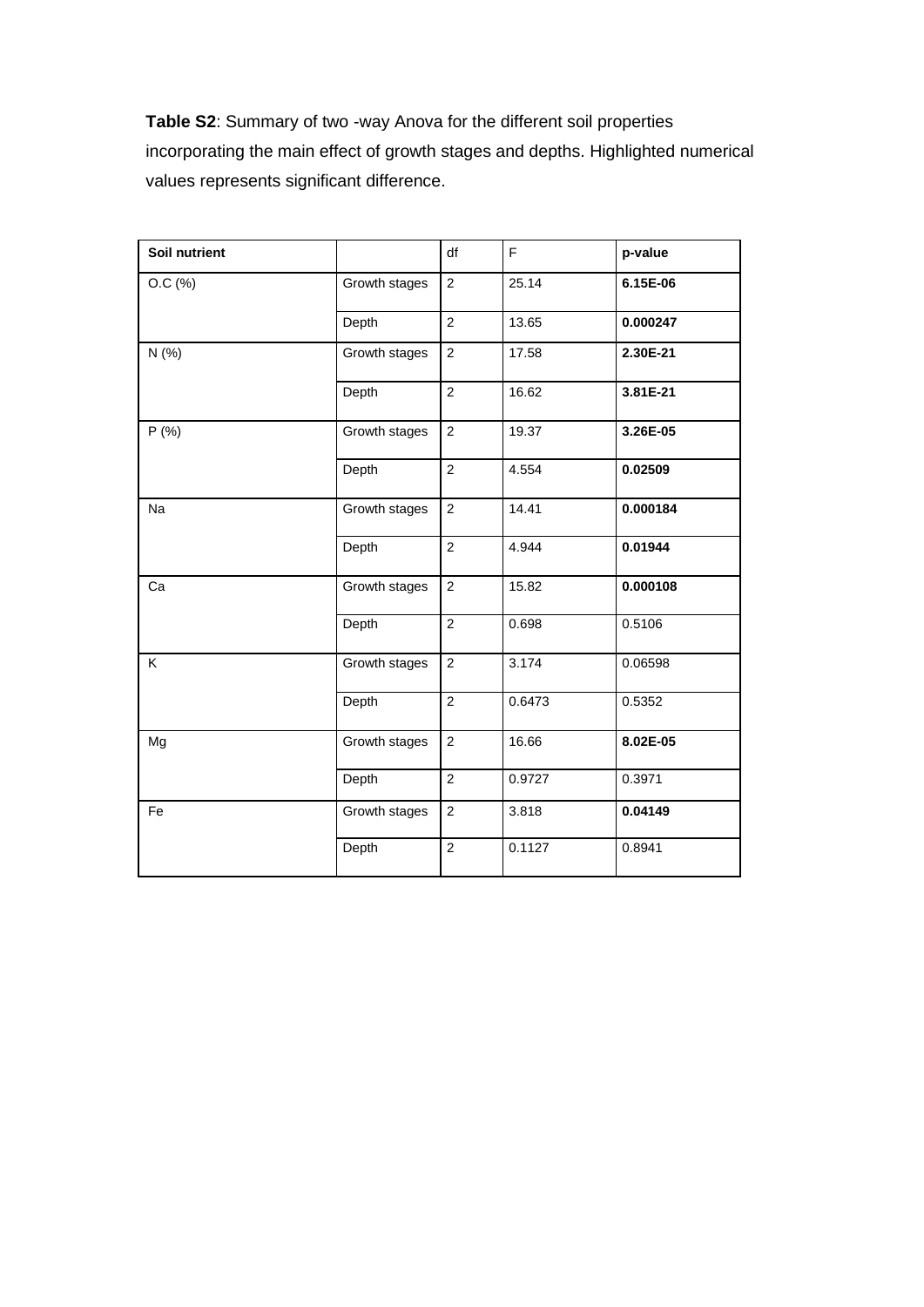**Table S2**: Summary of two -way Anova for the different soil properties incorporating the main effect of growth stages and depths. Highlighted numerical values represents significant difference.

| **Soil nutrient** | | df | F | **p-value** |
|---|---|---|---|---|
| O.C (%) | Growth stages | 2 | 25.14 | **6.15E-06** |
| | Depth | 2 | 13.65 | **0.000247** |
| N (%) | Growth stages | 2 | 17.58 | **2.30E-21** |
| | Depth | 2 | 16.62 | **3.81E-21** |
| P (%) | Growth stages | 2 | 19.37 | **3.26E-05** |
| | Depth | 2 | 4.554 | **0.02509** |
| Na | Growth stages | 2 | 14.41 | **0.000184** |
| | Depth | 2 | 4.944 | **0.01944** |
| Ca | Growth stages | 2 | 15.82 | **0.000108** |
| | Depth | 2 | 0.698 | 0.5106 |
| K | Growth stages | 2 | 3.174 | 0.06598 |
| | Depth | 2 | 0.6473 | 0.5352 |
| Mg | Growth stages | 2 | 16.66 | **8.02E-05** |
| | Depth | 2 | 0.9727 | 0.3971 |
| Fe | Growth stages | 2 | 3.818 | **0.04149** |
| | Depth | 2 | 0.1127 | 0.8941 |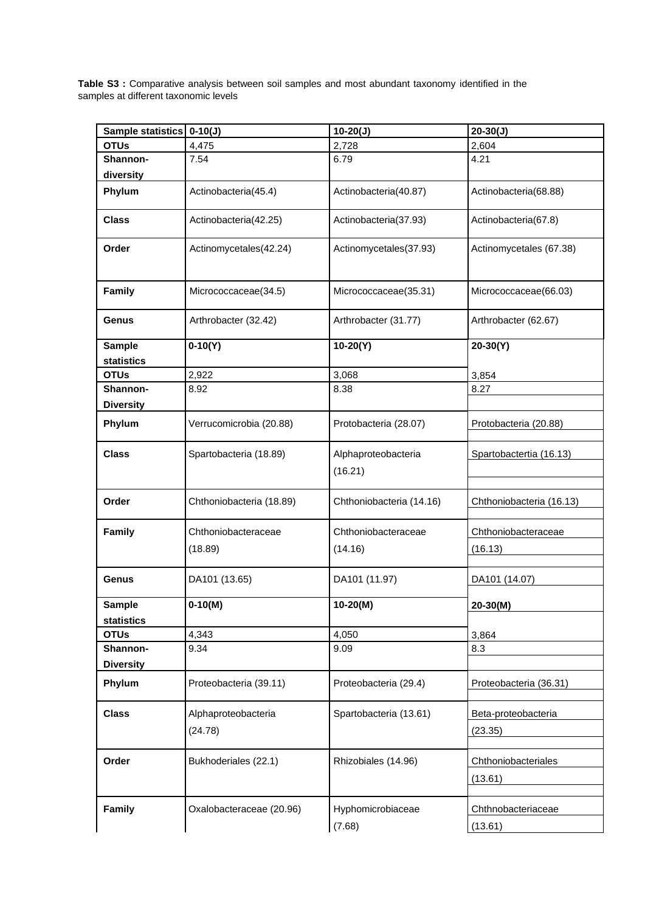**Table S3 :** Comparative analysis between soil samples and most abundant taxonomy identified in the samples at different taxonomic levels

| Sample statistics | 0-10(J) | 10-20(J) | 20-30(J) |
|---|---|---|---|
| OTUs | 4,475 | 2,728 | 2,604 |
| Shannon-diversity | 7.54 | 6.79 | 4.21 |
| Phylum | Actinobacteria(45.4) | Actinobacteria(40.87) | Actinobacteria(68.88) |
| Class | Actinobacteria(42.25) | Actinobacteria(37.93) | Actinobacteria(67.8) |
| Order | Actinomycetales(42.24) | Actinomycetales(37.93) | Actinomycetales (67.38) |
| Family | Micrococcaceae(34.5) | Micrococcaceae(35.31) | Micrococcaceae(66.03) |
| Genus | Arthrobacter (32.42) | Arthrobacter (31.77) | Arthrobacter (62.67) |
| **Sample statistics** | **0-10(Y)** | **10-20(Y)** | **20-30(Y)** |
| OTUs | 2,922 | 3,068 | 3,854 |
| Shannon-Diversity | 8.92 | 8.38 | 8.27 |
| Phylum | Verrucomicrobia (20.88) | Protobacteria (28.07) | Protobacteria (20.88) |
| Class | Spartobacteria (18.89) | Alphaproteobacteria (16.21) | Spartobactertia (16.13) |
| Order | Chthoniobacteria (18.89) | Chthoniobacteria (14.16) | Chthoniobacteria (16.13) |
| Family | Chthoniobacteraceae (18.89) | Chthoniobacteraceae (14.16) | Chthoniobacteraceae (16.13) |
| Genus | DA101 (13.65) | DA101 (11.97) | DA101 (14.07) |
| **Sample statistics** | **0-10(M)** | **10-20(M)** | **20-30(M)** |
| OTUs | 4,343 | 4,050 | 3,864 |
| Shannon-Diversity | 9.34 | 9.09 | 8.3 |
| Phylum | Proteobacteria (39.11) | Proteobacteria (29.4) | Proteobacteria (36.31) |
| Class | Alphaproteobacteria (24.78) | Spartobacteria (13.61) | Beta-proteobacteria (23.35) |
| Order | Bukhoderiales (22.1) | Rhizobiales (14.96) | Chthoniobacteriales (13.61) |
| Family | Oxalobacteraceae (20.96) | Hyphomicrobiaceae (7.68) | Chthnobacteriaceae (13.61) |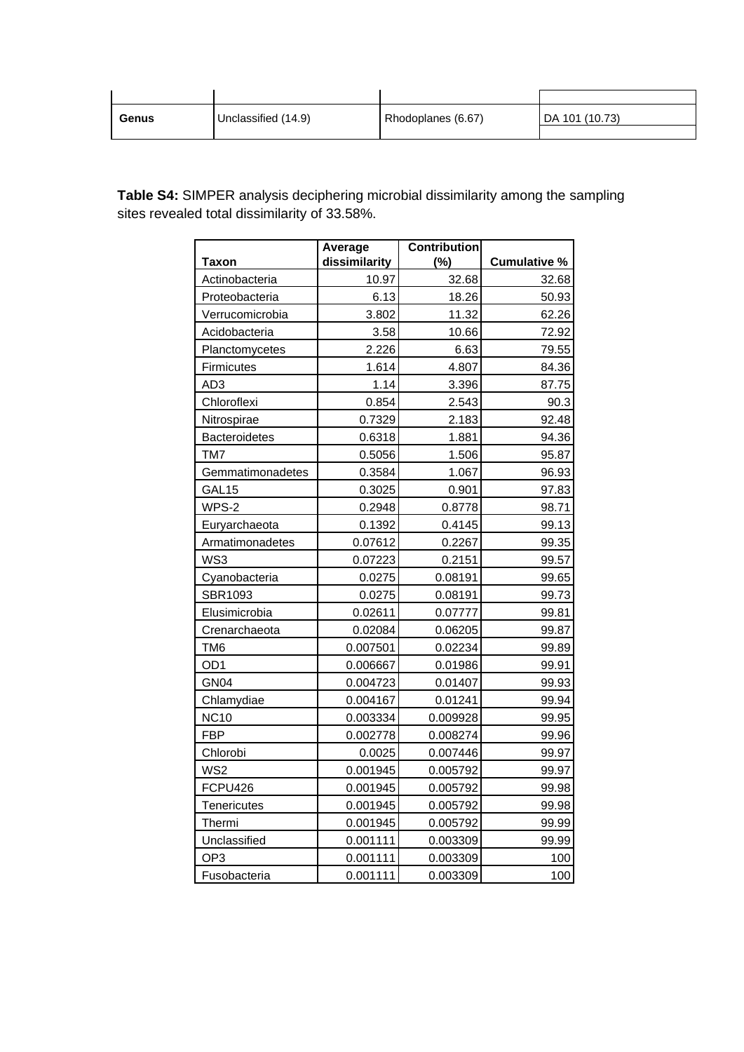| Genus | Unclassified (14.9) | Rhodoplanes (6.67) | DA 101 (10.73) |
|---|---|---|---|

**Table S4:** SIMPER analysis deciphering microbial dissimilarity among the sampling sites revealed total dissimilarity of 33.58%.

| Taxon | Average dissimilarity | Contribution (%) | Cumulative % |
|---|---|---|---|
| Actinobacteria | 10.97 | 32.68 | 32.68 |
| Proteobacteria | 6.13 | 18.26 | 50.93 |
| Verrucomicrobia | 3.802 | 11.32 | 62.26 |
| Acidobacteria | 3.58 | 10.66 | 72.92 |
| Planctomycetes | 2.226 | 6.63 | 79.55 |
| Firmicutes | 1.614 | 4.807 | 84.36 |
| AD3 | 1.14 | 3.396 | 87.75 |
| Chloroflexi | 0.854 | 2.543 | 90.3 |
| Nitrospirae | 0.7329 | 2.183 | 92.48 |
| Bacteroidetes | 0.6318 | 1.881 | 94.36 |
| TM7 | 0.5056 | 1.506 | 95.87 |
| Gemmatimonadetes | 0.3584 | 1.067 | 96.93 |
| GAL15 | 0.3025 | 0.901 | 97.83 |
| WPS-2 | 0.2948 | 0.8778 | 98.71 |
| Euryarchaeota | 0.1392 | 0.4145 | 99.13 |
| Armatimonadetes | 0.07612 | 0.2267 | 99.35 |
| WS3 | 0.07223 | 0.2151 | 99.57 |
| Cyanobacteria | 0.0275 | 0.08191 | 99.65 |
| SBR1093 | 0.0275 | 0.08191 | 99.73 |
| Elusimicrobia | 0.02611 | 0.07777 | 99.81 |
| Crenarchaeota | 0.02084 | 0.06205 | 99.87 |
| TM6 | 0.007501 | 0.02234 | 99.89 |
| OD1 | 0.006667 | 0.01986 | 99.91 |
| GN04 | 0.004723 | 0.01407 | 99.93 |
| Chlamydiae | 0.004167 | 0.01241 | 99.94 |
| NC10 | 0.003334 | 0.009928 | 99.95 |
| FBP | 0.002778 | 0.008274 | 99.96 |
| Chlorobi | 0.0025 | 0.007446 | 99.97 |
| WS2 | 0.001945 | 0.005792 | 99.97 |
| FCPU426 | 0.001945 | 0.005792 | 99.98 |
| Tenericutes | 0.001945 | 0.005792 | 99.98 |
| Thermi | 0.001945 | 0.005792 | 99.99 |
| Unclassified | 0.001111 | 0.003309 | 99.99 |
| OP3 | 0.001111 | 0.003309 | 100 |
| Fusobacteria | 0.001111 | 0.003309 | 100 |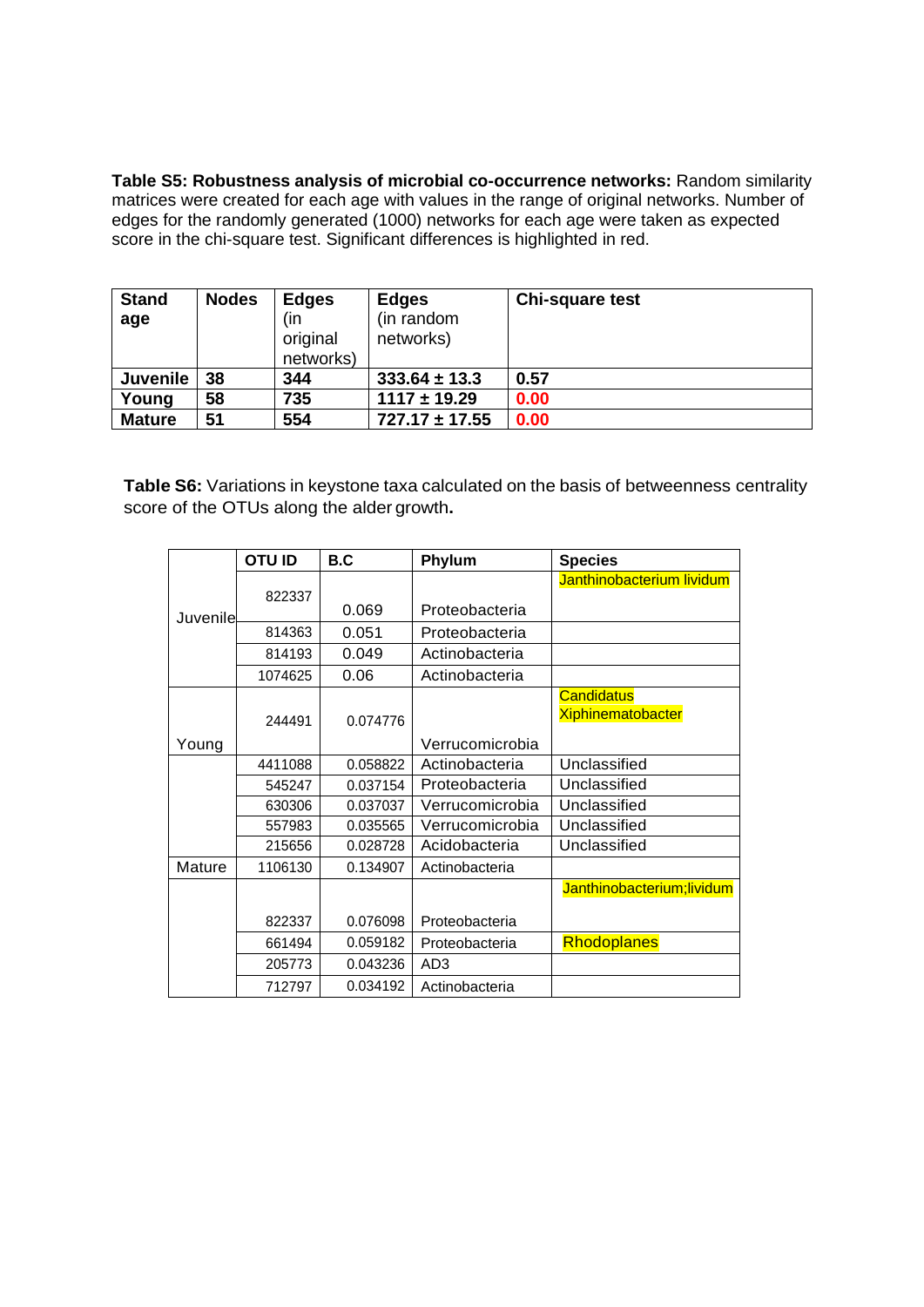**Table S5: Robustness analysis of microbial co-occurrence networks:** Random similarity matrices were created for each age with values in the range of original networks. Number of edges for the randomly generated (1000) networks for each age were taken as expected score in the chi-square test. Significant differences is highlighted in red.

| Stand age | Nodes | Edges (in original networks) | Edges (in random networks) | Chi-square test |
|---|---|---|---|---|
| **Juvenile** | **38** | **344** | **333.64 ± 13.3** | **0.57** |
| **Young** | **58** | **735** | **1117 ± 19.29** | **0.00** |
| **Mature** | **51** | **554** | **727.17 ± 17.55** | **0.00** |

**Table S6:** Variations in keystone taxa calculated on the basis of betweenness centrality score of the OTUs along the alder growth**.**

| | OTU ID | B.C | Phylum | Species |
|---|---|---|---|---|
| Juvenile | 822337 | 0.069 | Proteobacteria | Janthinobacterium lividum |
| | 814363 | 0.051 | Proteobacteria | |
| | 814193 | 0.049 | Actinobacteria | |
| | 1074625 | 0.06 | Actinobacteria | |
| Young | 244491 | 0.074776 | Verrucomicrobia | Candidatus Xiphinematobacter |
| | 4411088 | 0.058822 | Actinobacteria | Unclassified |
| | 545247 | 0.037154 | Proteobacteria | Unclassified |
| | 630306 | 0.037037 | Verrucomicrobia | Unclassified |
| | 557983 | 0.035565 | Verrucomicrobia | Unclassified |
| | 215656 | 0.028728 | Acidobacteria | Unclassified |
| Mature | 1106130 | 0.134907 | Actinobacteria | |
| | 822337 | 0.076098 | Proteobacteria | Janthinobacterium;lividum |
| | 661494 | 0.059182 | Proteobacteria | Rhodoplanes |
| | 205773 | 0.043236 | AD3 | |
| | 712797 | 0.034192 | Actinobacteria | |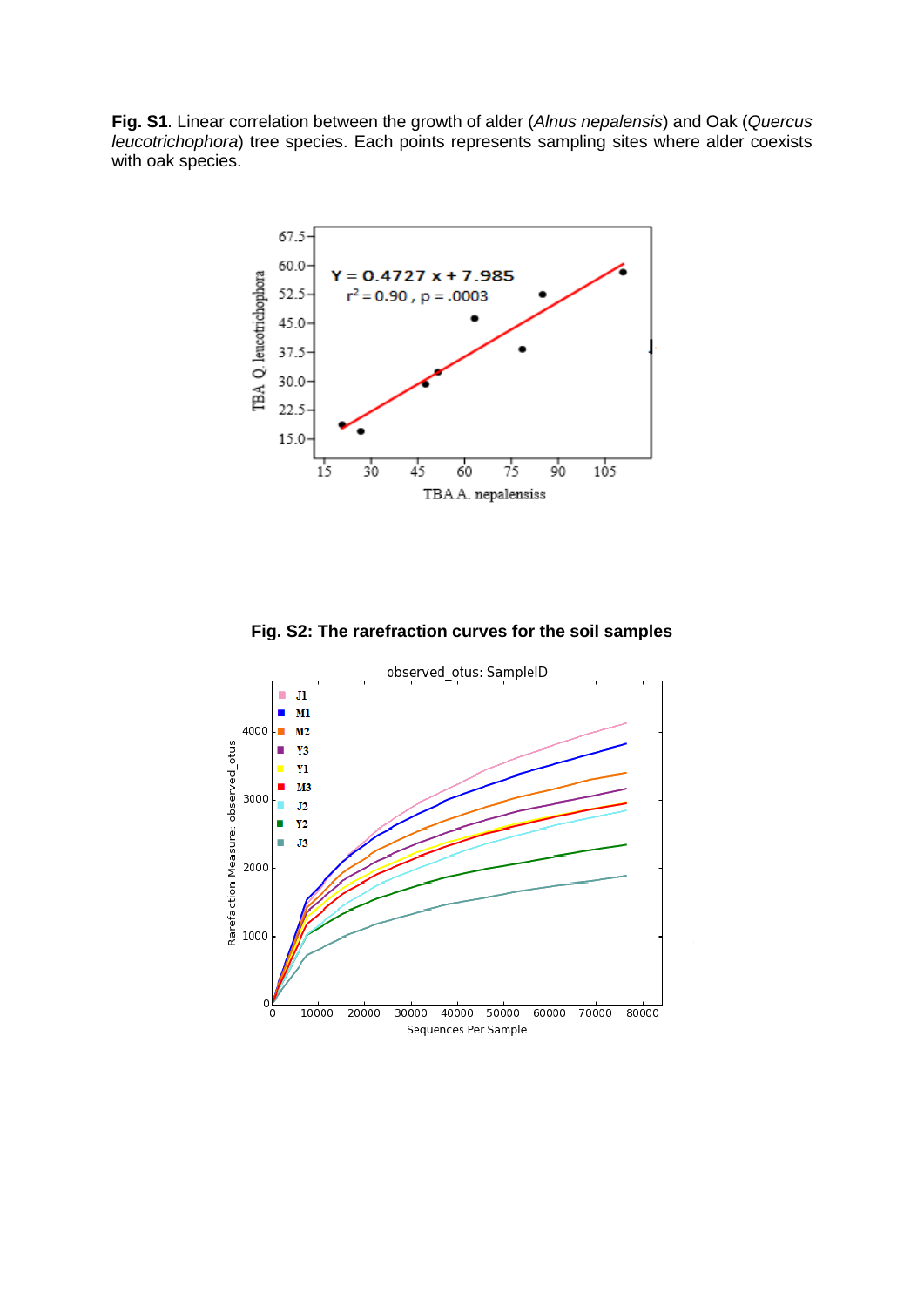**Fig. S1**. Linear correlation between the growth of alder (*Alnus nepalensis*) and Oak (*Quercus leucotrichophora*) tree species. Each points represents sampling sites where alder coexists with oak species.

**Fig. S2: The rarefraction curves for the soil samples**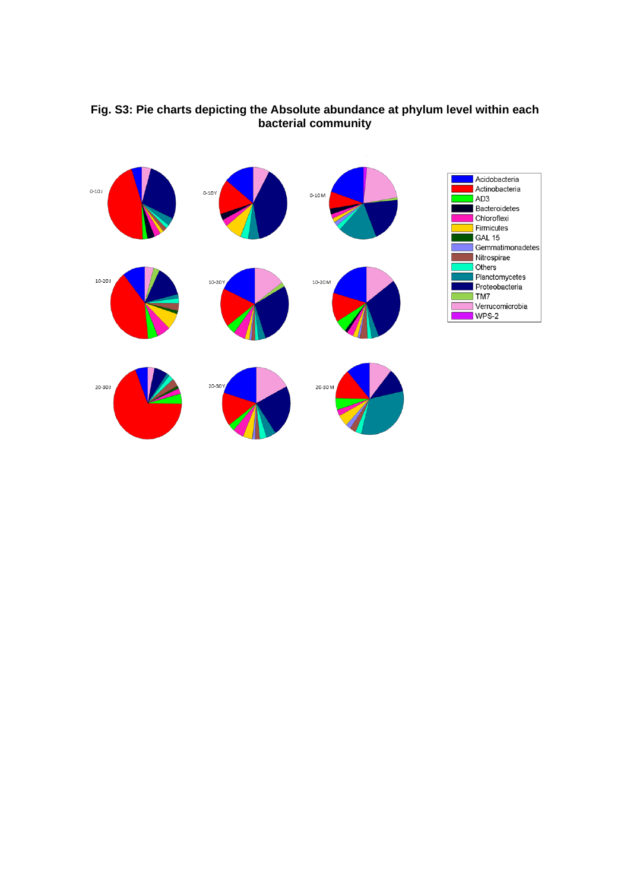**Fig. S3: Pie charts depicting the Absolute abundance at phylum level within each bacterial community**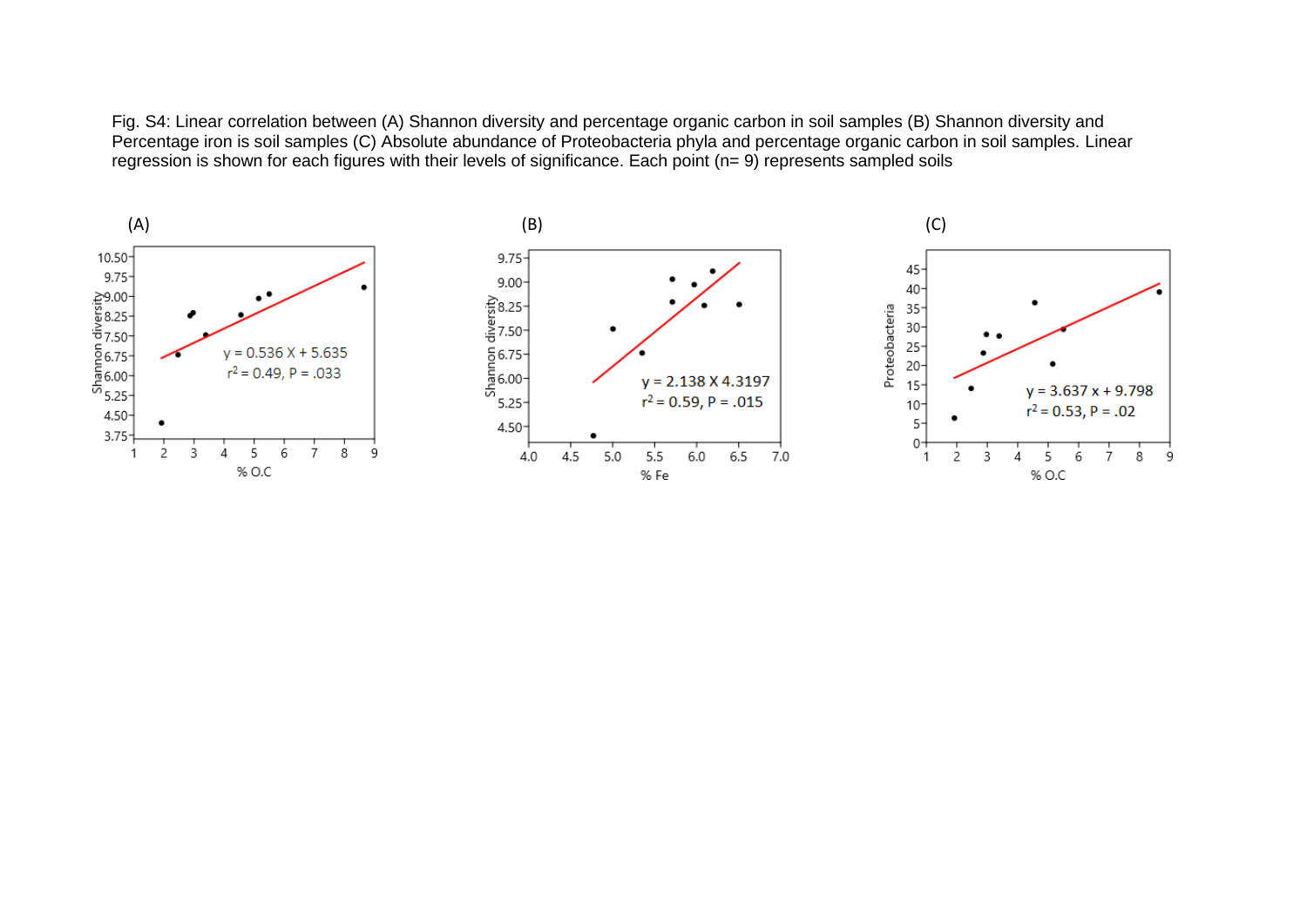Fig. S4: Linear correlation between (A) Shannon diversity and percentage organic carbon in soil samples (B) Shannon diversity and Percentage iron is soil samples (C) Absolute abundance of Proteobacteria phyla and percentage organic carbon in soil samples. Linear regression is shown for each figures with their levels of significance. Each point (n= 9) represents sampled soils

(A)

y = 0.536 X + 5.635
$r^2$ = 0.49, P = .033

(B)

y = 2.138 X 4.3197
$r^2$ = 0.59, P = .015

(C)

y = 3.637 x + 9.798
$r^2$ = 0.53, P = .02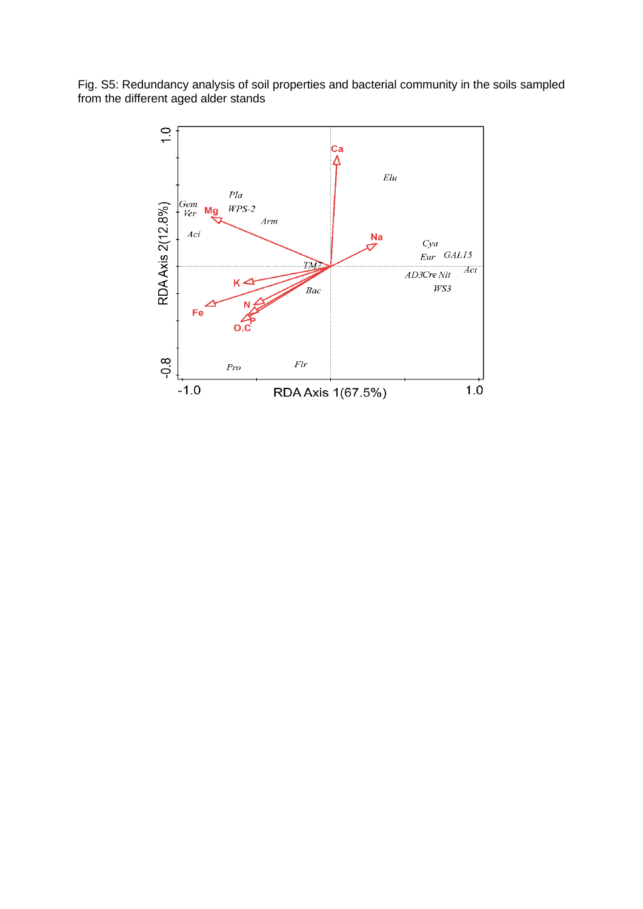Fig. S5: Redundancy analysis of soil properties and bacterial community in the soils sampled from the different aged alder stands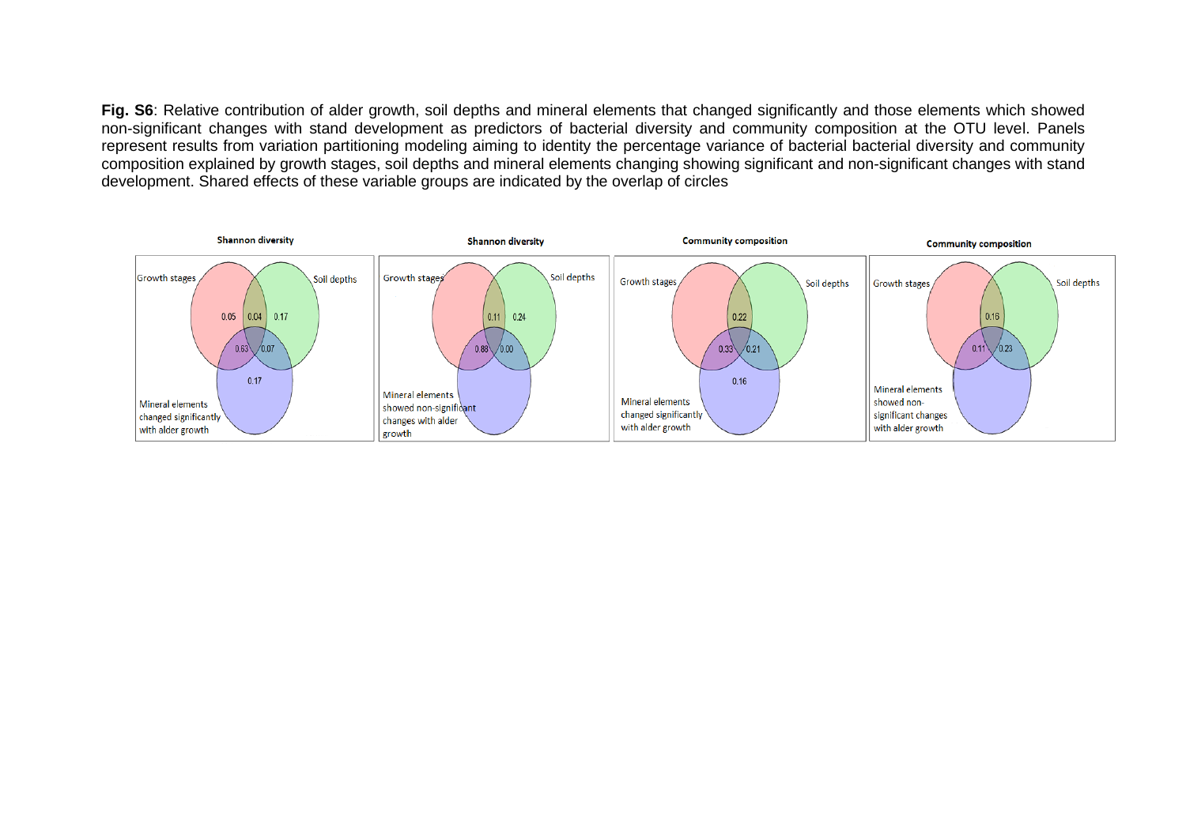**Fig. S6**: Relative contribution of alder growth, soil depths and mineral elements that changed significantly and those elements which showed non-significant changes with stand development as predictors of bacterial diversity and community composition at the OTU level. Panels represent results from variation partitioning modeling aiming to identity the percentage variance of bacterial bacterial diversity and community composition explained by growth stages, soil depths and mineral elements changing showing significant and non-significant changes with stand development. Shared effects of these variable groups are indicated by the overlap of circles

Shannon diversity

Growth stages
Soil depths
0.05
0.04
0.17
0.63
0.07
0.17
Mineral elements changed significantly with alder growth

Shannon diversity

Growth stages
Soil depths
0.11
0.24
0.88
0.00
Mineral elements showed non-significant changes with alder growth

Community composition

Growth stages
Soil depths
0.22
0.33
0.21
0.16
Mineral elements changed significantly with alder growth

Community composition

Growth stages
Soil depths
0.16
0.11
0.23
Mineral elements showed non-significant changes with alder growth